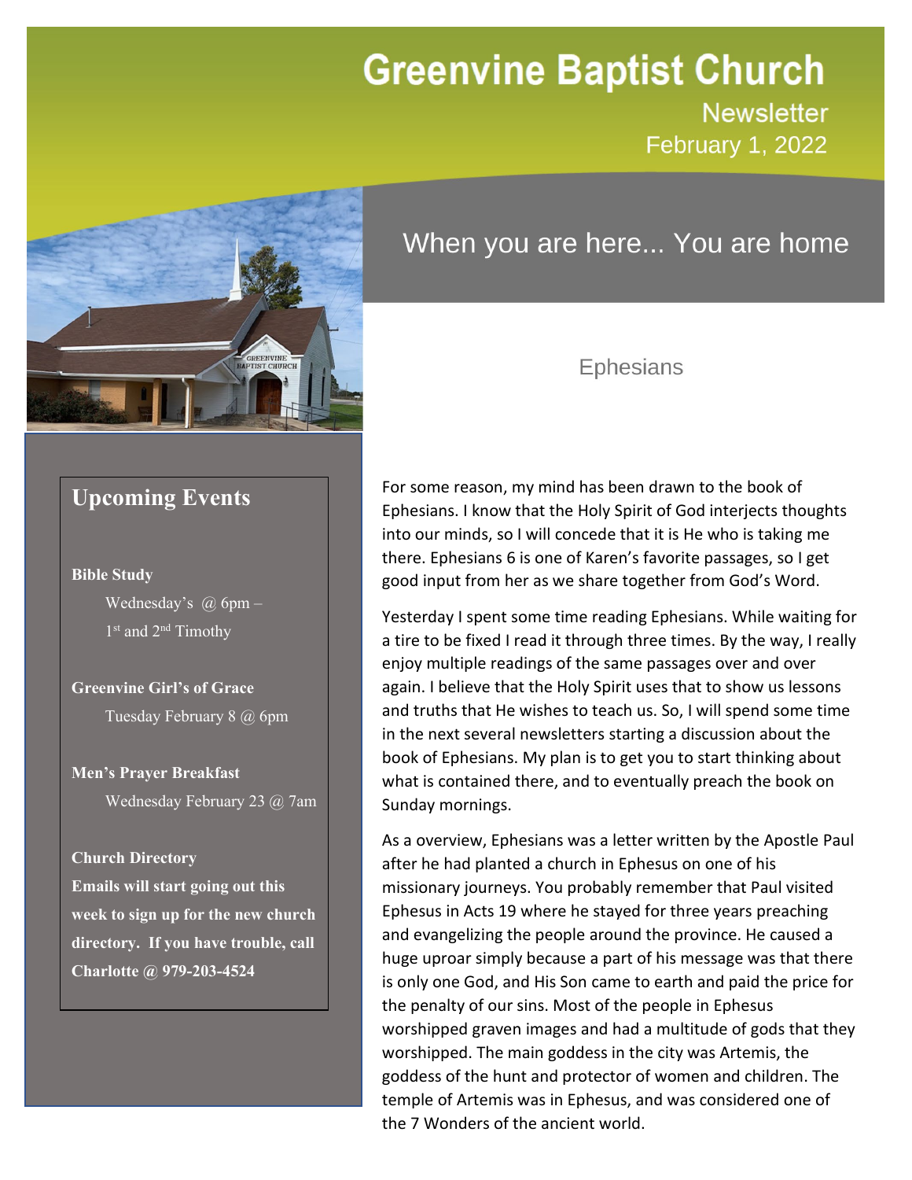# Greenvine Baptist Church

Newsletter
February 1, 2022

When you are here... You are home

## Upcoming Events

**Bible Study**

Wednesday's @ 6pm –
1st and 2nd Timothy

**Greenvine Girl's of Grace**

Tuesday February 8 @ 6pm

**Men's Prayer Breakfast**

Wednesday February 23 @ 7am

**Church Directory**

**Emails will start going out this week to sign up for the new church directory. If you have trouble, call Charlotte @ 979-203-4524**

## Ephesians

For some reason, my mind has been drawn to the book of Ephesians. I know that the Holy Spirit of God interjects thoughts into our minds, so I will concede that it is He who is taking me there. Ephesians 6 is one of Karen's favorite passages, so I get good input from her as we share together from God's Word.

Yesterday I spent some time reading Ephesians. While waiting for a tire to be fixed I read it through three times. By the way, I really enjoy multiple readings of the same passages over and over again. I believe that the Holy Spirit uses that to show us lessons and truths that He wishes to teach us. So, I will spend some time in the next several newsletters starting a discussion about the book of Ephesians. My plan is to get you to start thinking about what is contained there, and to eventually preach the book on Sunday mornings.

As a overview, Ephesians was a letter written by the Apostle Paul after he had planted a church in Ephesus on one of his missionary journeys. You probably remember that Paul visited Ephesus in Acts 19 where he stayed for three years preaching and evangelizing the people around the province. He caused a huge uproar simply because a part of his message was that there is only one God, and His Son came to earth and paid the price for the penalty of our sins. Most of the people in Ephesus worshipped graven images and had a multitude of gods that they worshipped. The main goddess in the city was Artemis, the goddess of the hunt and protector of women and children. The temple of Artemis was in Ephesus, and was considered one of the 7 Wonders of the ancient world.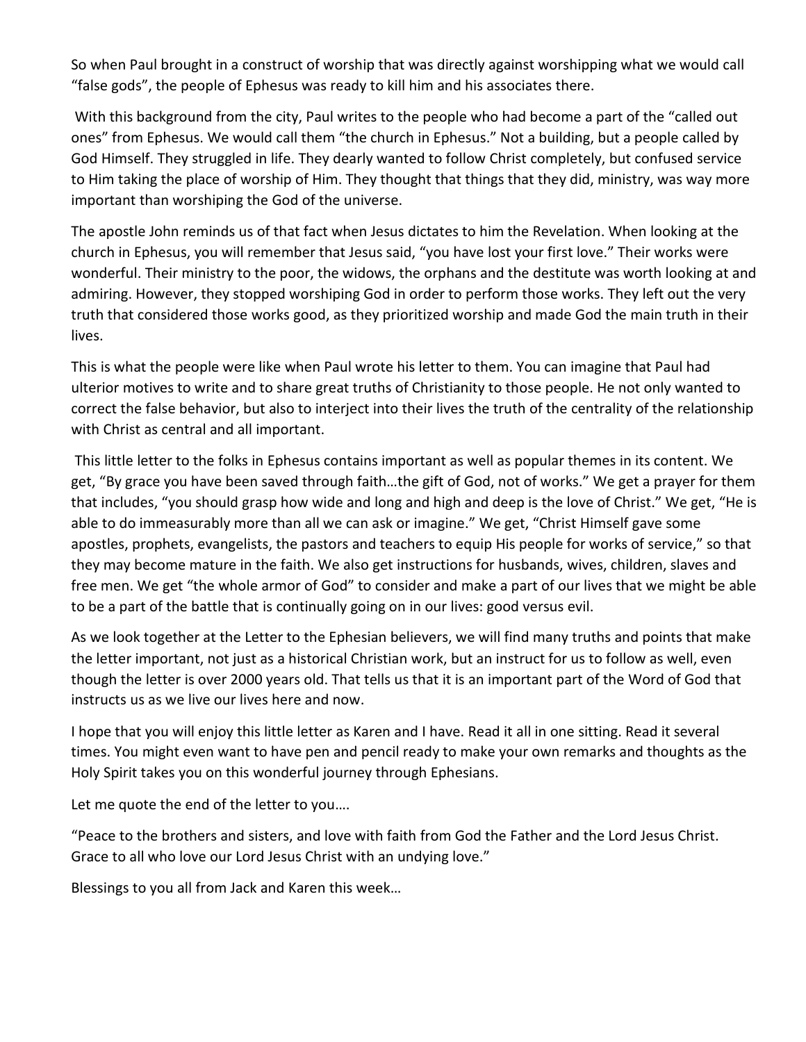So when Paul brought in a construct of worship that was directly against worshipping what we would call "false gods", the people of Ephesus was ready to kill him and his associates there.

With this background from the city, Paul writes to the people who had become a part of the "called out ones" from Ephesus. We would call them "the church in Ephesus." Not a building, but a people called by God Himself. They struggled in life. They dearly wanted to follow Christ completely, but confused service to Him taking the place of worship of Him. They thought that things that they did, ministry, was way more important than worshiping the God of the universe.

The apostle John reminds us of that fact when Jesus dictates to him the Revelation. When looking at the church in Ephesus, you will remember that Jesus said, "you have lost your first love." Their works were wonderful. Their ministry to the poor, the widows, the orphans and the destitute was worth looking at and admiring. However, they stopped worshiping God in order to perform those works. They left out the very truth that considered those works good, as they prioritized worship and made God the main truth in their lives.

This is what the people were like when Paul wrote his letter to them. You can imagine that Paul had ulterior motives to write and to share great truths of Christianity to those people. He not only wanted to correct the false behavior, but also to interject into their lives the truth of the centrality of the relationship with Christ as central and all important.

This little letter to the folks in Ephesus contains important as well as popular themes in its content. We get, "By grace you have been saved through faith…the gift of God, not of works." We get a prayer for them that includes, "you should grasp how wide and long and high and deep is the love of Christ." We get, "He is able to do immeasurably more than all we can ask or imagine." We get, "Christ Himself gave some apostles, prophets, evangelists, the pastors and teachers to equip His people for works of service," so that they may become mature in the faith. We also get instructions for husbands, wives, children, slaves and free men. We get "the whole armor of God" to consider and make a part of our lives that we might be able to be a part of the battle that is continually going on in our lives: good versus evil.

As we look together at the Letter to the Ephesian believers, we will find many truths and points that make the letter important, not just as a historical Christian work, but an instruct for us to follow as well, even though the letter is over 2000 years old. That tells us that it is an important part of the Word of God that instructs us as we live our lives here and now.

I hope that you will enjoy this little letter as Karen and I have. Read it all in one sitting. Read it several times. You might even want to have pen and pencil ready to make your own remarks and thoughts as the Holy Spirit takes you on this wonderful journey through Ephesians.

Let me quote the end of the letter to you….

"Peace to the brothers and sisters, and love with faith from God the Father and the Lord Jesus Christ. Grace to all who love our Lord Jesus Christ with an undying love."

Blessings to you all from Jack and Karen this week…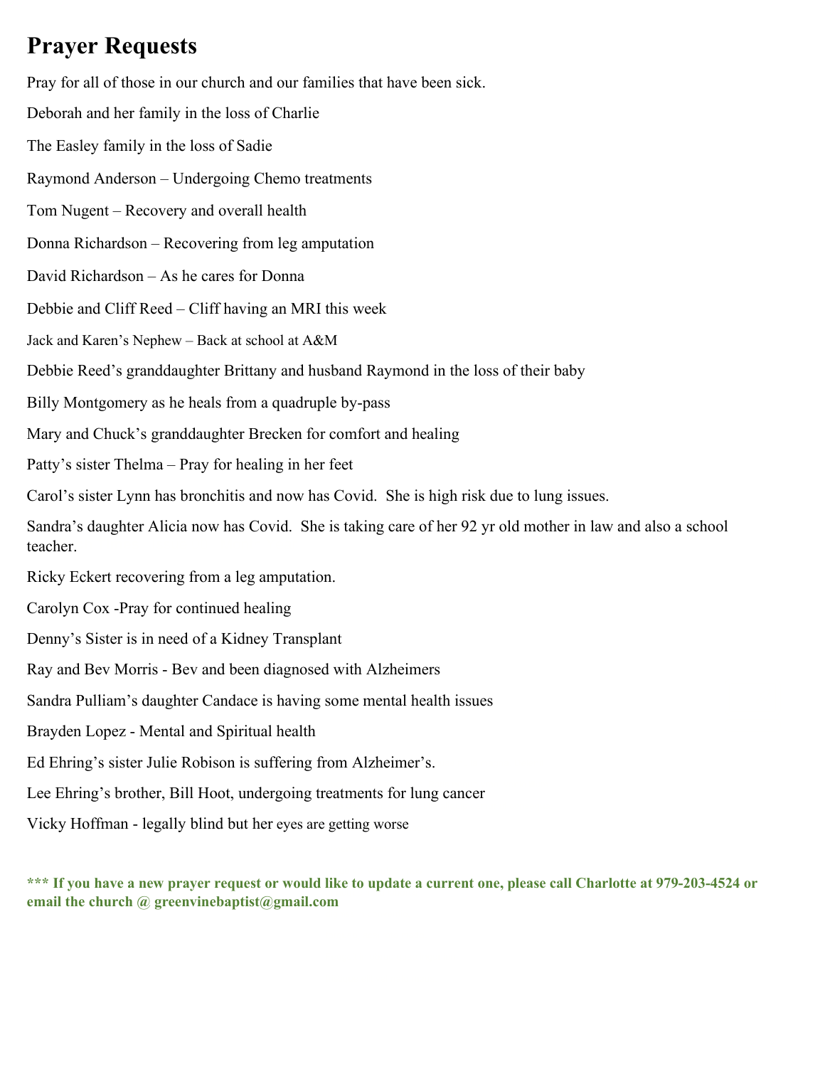# Prayer Requests

Pray for all of those in our church and our families that have been sick.

Deborah and her family in the loss of Charlie

The Easley family in the loss of Sadie

Raymond Anderson – Undergoing Chemo treatments

Tom Nugent – Recovery and overall health

Donna Richardson – Recovering from leg amputation

David Richardson – As he cares for Donna

Debbie and Cliff Reed – Cliff having an MRI this week

Jack and Karen's Nephew – Back at school at A&M

Debbie Reed's granddaughter Brittany and husband Raymond in the loss of their baby

Billy Montgomery as he heals from a quadruple by-pass

Mary and Chuck's granddaughter Brecken for comfort and healing

Patty's sister Thelma – Pray for healing in her feet

Carol's sister Lynn has bronchitis and now has Covid. She is high risk due to lung issues.

Sandra's daughter Alicia now has Covid. She is taking care of her 92 yr old mother in law and also a school teacher.

Ricky Eckert recovering from a leg amputation.

Carolyn Cox -Pray for continued healing

Denny's Sister is in need of a Kidney Transplant

Ray and Bev Morris - Bev and been diagnosed with Alzheimers

Sandra Pulliam's daughter Candace is having some mental health issues

Brayden Lopez - Mental and Spiritual health

Ed Ehring's sister Julie Robison is suffering from Alzheimer's.

Lee Ehring's brother, Bill Hoot, undergoing treatments for lung cancer

Vicky Hoffman - legally blind but her eyes are getting worse

**\*\*\* If you have a new prayer request or would like to update a current one, please call Charlotte at 979-203-4524 or email the church @ greenvinebaptist@gmail.com**